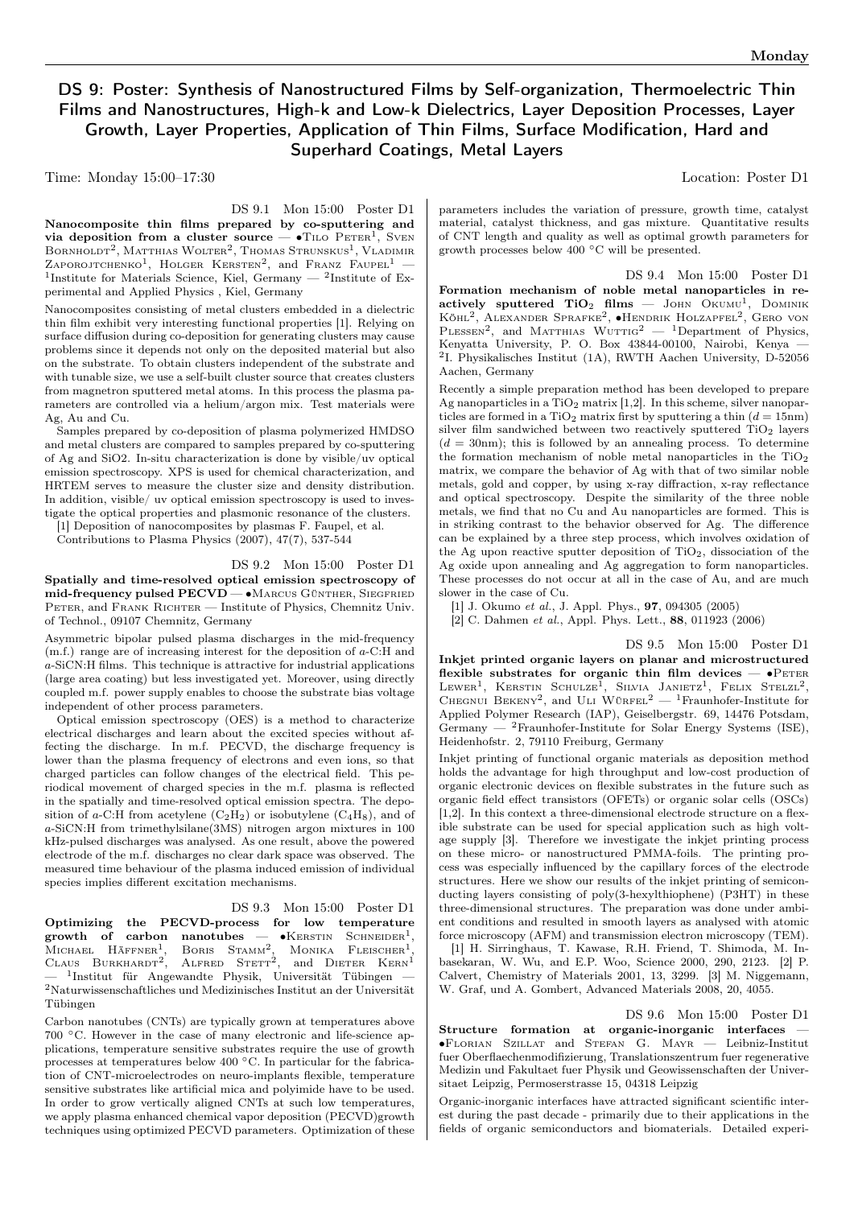# DS 9: Poster: Synthesis of Nanostructured Films by Self-organization, Thermoelectric Thin Films and Nanostructures, High-k and Low-k Dielectrics, Layer Deposition Processes, Layer Growth, Layer Properties, Application of Thin Films, Surface Modification, Hard and Superhard Coatings, Metal Layers

Time: Monday 15:00–17:30 Location: Poster D1

DS 9.1 Mon 15:00 Poster D1

**Nanocomposite thin films prepared by co-sputtering and via deposition from a cluster source** — •Tilo Peter[1], Sven Bornholdt[2], Matthias Wolter[2], Thomas Strunskus[1], Vladimir Zaporojtchenko[1], Holger Kersten[2], and Franz Faupel[1] — [1]Institute for Materials Science, Kiel, Germany — [2]Institute of Experimental and Applied Physics , Kiel, Germany

Nanocomposites consisting of metal clusters embedded in a dielectric thin film exhibit very interesting functional properties [1]. Relying on surface diffusion during co-deposition for generating clusters may cause problems since it depends not only on the deposited material but also on the substrate. To obtain clusters independent of the substrate and with tunable size, we use a self-built cluster source that creates clusters from magnetron sputtered metal atoms. In this process the plasma parameters are controlled via a helium/argon mix. Test materials were Ag, Au and Cu.

Samples prepared by co-deposition of plasma polymerized HMDSO and metal clusters are compared to samples prepared by co-sputtering of Ag and SiO2. In-situ characterization is done by visible/uv optical emission spectroscopy. XPS is used for chemical characterization, and HRTEM serves to measure the cluster size and density distribution. In addition, visible/ uv optical emission spectroscopy is used to investigate the optical properties and plasmonic resonance of the clusters.

[1] Deposition of nanocomposites by plasmas F. Faupel, et al. Contributions to Plasma Physics (2007), 47(7), 537-544

DS 9.2 Mon 15:00 Poster D1

**Spatially and time-resolved optical emission spectroscopy of mid-frequency pulsed PECVD** — •Marcus Günther, Siegfried Peter, and Frank Richter — Institute of Physics, Chemnitz Univ. of Technol., 09107 Chemnitz, Germany

Asymmetric bipolar pulsed plasma discharges in the mid-frequency (m.f.) range are of increasing interest for the deposition of *a*-C:H and *a*-SiCN:H films. This technique is attractive for industrial applications (large area coating) but less investigated yet. Moreover, using directly coupled m.f. power supply enables to choose the substrate bias voltage independent of other process parameters.

Optical emission spectroscopy (OES) is a method to characterize electrical discharges and learn about the excited species without affecting the discharge. In m.f. PECVD, the discharge frequency is lower than the plasma frequency of electrons and even ions, so that charged particles can follow changes of the electrical field. This periodical movement of charged species in the m.f. plasma is reflected in the spatially and time-resolved optical emission spectra. The deposition of *a*-C:H from acetylene ($C_2H_2$) or isobutylene ($C_4H_8$), and of *a*-SiCN:H from trimethylsilane(3MS) nitrogen argon mixtures in 100 kHz-pulsed discharges was analysed. As one result, above the powered electrode of the m.f. discharges no clear dark space was observed. The measured time behaviour of the plasma induced emission of individual species implies different excitation mechanisms.

DS 9.3 Mon 15:00 Poster D1

**Optimizing the PECVD-process for low temperature growth of carbon nanotubes** — •Kerstin Schneider[1], Michael Häffner[1], Boris Stamm[2], Monika Fleischer[1], Claus Burkhardt[2], Alfred Stett[2], and Dieter Kern[1] — [1]Institut für Angewandte Physik, Universität Tübingen — [2]Naturwissenschaftliches und Medizinisches Institut an der Universität Tübingen

Carbon nanotubes (CNTs) are typically grown at temperatures above 700 °C. However in the case of many electronic and life-science applications, temperature sensitive substrates require the use of growth processes at temperatures below 400 °C. In particular for the fabrication of CNT-microelectrodes on neuro-implants flexible, temperature sensitive substrates like artificial mica and polyimide have to be used. In order to grow vertically aligned CNTs at such low temperatures, we apply plasma enhanced chemical vapor deposition (PECVD)growth techniques using optimized PECVD parameters. Optimization of these parameters includes the variation of pressure, growth time, catalyst material, catalyst thickness, and gas mixture. Quantitative results of CNT length and quality as well as optimal growth parameters for growth processes below 400 °C will be presented.

DS 9.4 Mon 15:00 Poster D1

**Formation mechanism of noble metal nanoparticles in reactively sputtered $TiO_2$ films** — John Okumu[1], Dominik Köhl[2], Alexander Sprafke[2], •Hendrik Holzapfel[2], Gero von Plessen[2], and Matthias Wuttig[2] — [1]Department of Physics, Kenyatta University, P. O. Box 43844-00100, Nairobi, Kenya — [2]I. Physikalisches Institut (1A), RWTH Aachen University, D-52056 Aachen, Germany

Recently a simple preparation method has been developed to prepare Ag nanoparticles in a $TiO_2$ matrix [1,2]. In this scheme, silver nanoparticles are formed in a $TiO_2$ matrix first by sputtering a thin ($d$ = 15nm) silver film sandwiched between two reactively sputtered $TiO_2$ layers ($d$ = 30nm); this is followed by an annealing process. To determine the formation mechanism of noble metal nanoparticles in the $TiO_2$ matrix, we compare the behavior of Ag with that of two similar noble metals, gold and copper, by using x-ray diffraction, x-ray reflectance and optical spectroscopy. Despite the similarity of the three noble metals, we find that no Cu and Au nanoparticles are formed. This is in striking contrast to the behavior observed for Ag. The difference can be explained by a three step process, which involves oxidation of the Ag upon reactive sputter deposition of $TiO_2$, dissociation of the Ag oxide upon annealing and Ag aggregation to form nanoparticles. These processes do not occur at all in the case of Au, and are much slower in the case of Cu.

[1] J. Okumo *et al.*, J. Appl. Phys., **97**, 094305 (2005)

[2] C. Dahmen *et al.*, Appl. Phys. Lett., **88**, 011923 (2006)

DS 9.5 Mon 15:00 Poster D1

**Inkjet printed organic layers on planar and microstructured flexible substrates for organic thin film devices** — •Peter Lewer[1], Kerstin Schulze[1], Silvia Janietz[1], Felix Stelzl[2], Chegnui Bekeny[2], and Uli Würfel[2] — [1]Fraunhofer-Institute for Applied Polymer Research (IAP), Geiselbergstr. 69, 14476 Potsdam, Germany — [2]Fraunhofer-Institute for Solar Energy Systems (ISE), Heidenhofstr. 2, 79110 Freiburg, Germany

Inkjet printing of functional organic materials as deposition method holds the advantage for high throughput and low-cost production of organic electronic devices on flexible substrates in the future such as organic field effect transistors (OFETs) or organic solar cells (OSCs) [1,2]. In this context a three-dimensional electrode structure on a flexible substrate can be used for special application such as high voltage supply [3]. Therefore we investigate the inkjet printing process on these micro- or nanostructured PMMA-foils. The printing process was especially influenced by the capillary forces of the electrode structures. Here we show our results of the inkjet printing of semiconducting layers consisting of poly(3-hexylthiophene) (P3HT) in these three-dimensional structures. The preparation was done under ambient conditions and resulted in smooth layers as analysed with atomic force microscopy (AFM) and transmission electron microscopy (TEM).

[1] H. Sirringhaus, T. Kawase, R.H. Friend, T. Shimoda, M. Inbasekaran, W. Wu, and E.P. Woo, Science 2000, 290, 2123. [2] P. Calvert, Chemistry of Materials 2001, 13, 3299. [3] M. Niggemann, W. Graf, und A. Gombert, Advanced Materials 2008, 20, 4055.

DS 9.6 Mon 15:00 Poster D1

**Structure formation at organic-inorganic interfaces** — •Florian Szillat and Stefan G. Mayr — Leibniz-Institut fuer Oberflaechenmodifizierung, Translationszentrum fuer regenerative Medizin und Fakultaet fuer Physik und Geowissenschaften der Universitaet Leipzig, Permoserstrasse 15, 04318 Leipzig

Organic-inorganic interfaces have attracted significant scientific interest during the past decade - primarily due to their applications in the fields of organic semiconductors and biomaterials. Detailed experi-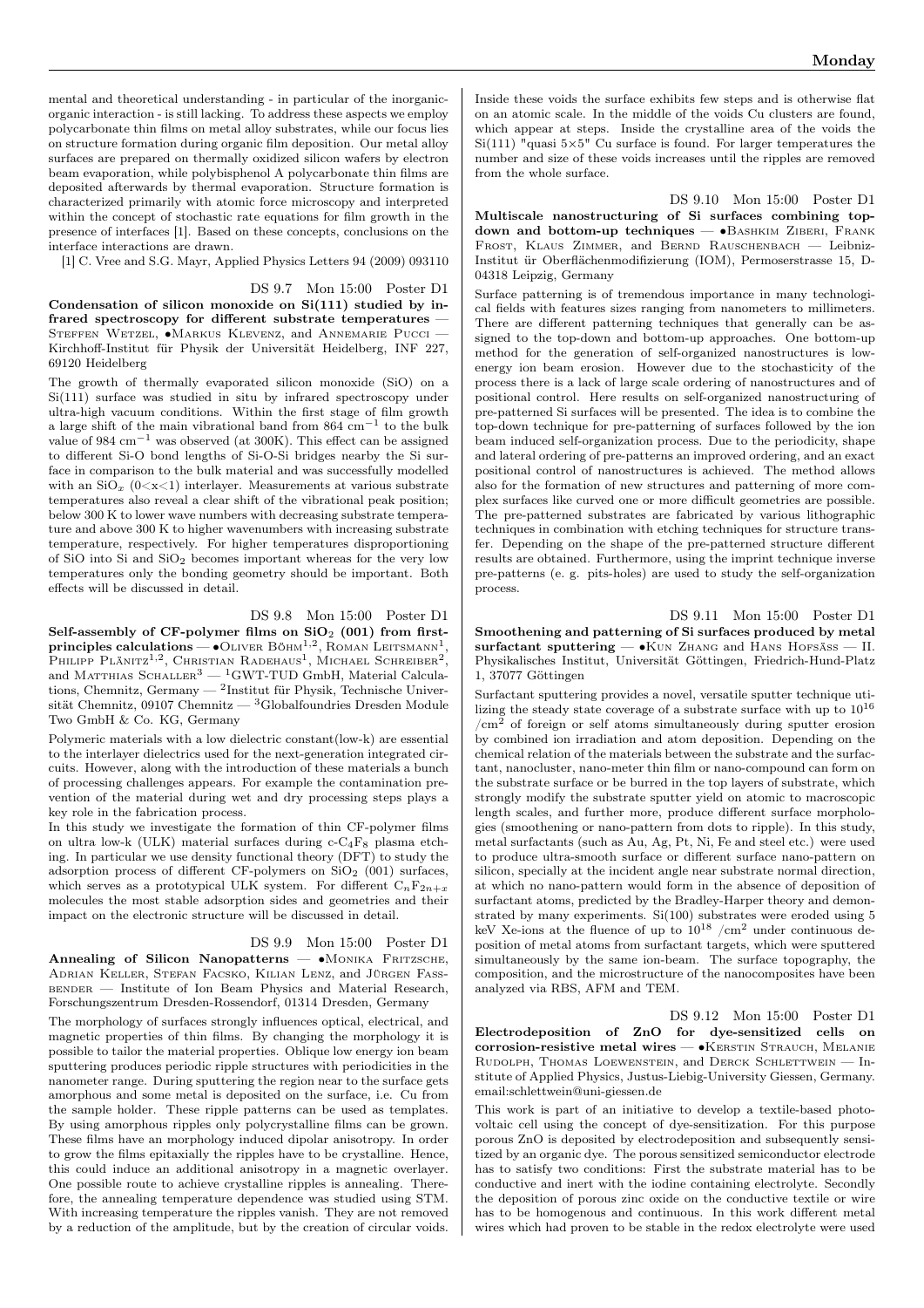mental and theoretical understanding - in particular of the inorganic-organic interaction - is still lacking. To address these aspects we employ polycarbonate thin films on metal alloy substrates, while our focus lies on structure formation during organic film deposition. Our metal alloy surfaces are prepared on thermally oxidized silicon wafers by electron beam evaporation, while polybisphenol A polycarbonate thin films are deposited afterwards by thermal evaporation. Structure formation is characterized primarily with atomic force microscopy and interpreted within the concept of stochastic rate equations for film growth in the presence of interfaces [1]. Based on these concepts, conclusions on the interface interactions are drawn.

[1] C. Vree and S.G. Mayr, Applied Physics Letters 94 (2009) 093110

DS 9.7 Mon 15:00 Poster D1

**Condensation of silicon monoxide on Si(111) studied by infrared spectroscopy for different substrate temperatures** — Steffen Wetzel, •Markus Klevenz, and Annemarie Pucci — Kirchhoff-Institut für Physik der Universität Heidelberg, INF 227, 69120 Heidelberg

The growth of thermally evaporated silicon monoxide (SiO) on a Si(111) surface was studied in situ by infrared spectroscopy under ultra-high vacuum conditions. Within the first stage of film growth a large shift of the main vibrational band from 864 $cm^{-1}$ to the bulk value of 984 $cm^{-1}$ was observed (at 300K). This effect can be assigned to different Si-O bond lengths of Si-O-Si bridges nearby the Si surface in comparison to the bulk material and was successfully modelled with an $SiO_x$ ($0<x<1$) interlayer. Measurements at various substrate temperatures also reveal a clear shift of the vibrational peak position; below 300 K to lower wave numbers with decreasing substrate temperature and above 300 K to higher wavenumbers with increasing substrate temperature, respectively. For higher temperatures disproportioning of SiO into Si and $SiO_2$ becomes important whereas for the very low temperatures only the bonding geometry should be important. Both effects will be discussed in detail.

DS 9.8 Mon 15:00 Poster D1

**Self-assembly of CF-polymer films on $SiO_2$ (001) from first-principles calculations** — •Oliver Böhm[1,2], Roman Leitsmann[1], Philipp Plänitz[1,2], Christian Radehaus[1], Michael Schreiber[2], and Matthias Schaller[3] — [1]GWT-TUD GmbH, Material Calculations, Chemnitz, Germany — [2]Institut für Physik, Technische Universität Chemnitz, 09107 Chemnitz — [3]Globalfoundries Dresden Module Two GmbH & Co. KG, Germany

Polymeric materials with a low dielectric constant(low-k) are essential to the interlayer dielectrics used for the next-generation integrated circuits. However, along with the introduction of these materials a bunch of processing challenges appears. For example the contamination prevention of the material during wet and dry processing steps plays a key role in the fabrication process.

In this study we investigate the formation of thin CF-polymer films on ultra low-k (ULK) material surfaces during c-$C_4F_8$ plasma etching. In particular we use density functional theory (DFT) to study the adsorption process of different CF-polymers on $SiO_2$ (001) surfaces, which serves as a prototypical ULK system. For different $C_nF_{2n+x}$ molecules the most stable adsorption sides and geometries and their impact on the electronic structure will be discussed in detail.

DS 9.9 Mon 15:00 Poster D1

**Annealing of Silicon Nanopatterns** — •Monika Fritzsche, Adrian Keller, Stefan Facsko, Kilian Lenz, and Jürgen Fassbender — Institute of Ion Beam Physics and Material Research, Forschungszentrum Dresden-Rossendorf, 01314 Dresden, Germany

The morphology of surfaces strongly influences optical, electrical, and magnetic properties of thin films. By changing the morphology it is possible to tailor the material properties. Oblique low energy ion beam sputtering produces periodic ripple structures with periodicities in the nanometer range. During sputtering the region near to the surface gets amorphous and some metal is deposited on the surface, i.e. Cu from the sample holder. These ripple patterns can be used as templates. By using amorphous ripples only polycrystalline films can be grown. These films have an morphology induced dipolar anisotropy. In order to grow the films epitaxially the ripples have to be crystalline. Hence, this could induce an additional anisotropy in a magnetic overlayer. One possible route to achieve crystalline ripples is annealing. Therefore, the annealing temperature dependence was studied using STM. With increasing temperature the ripples vanish. They are not removed by a reduction of the amplitude, but by the creation of circular voids. Inside these voids the surface exhibits few steps and is otherwise flat on an atomic scale. In the middle of the voids Cu clusters are found, which appear at steps. Inside the crystalline area of the voids the Si(111) "quasi 5×5" Cu surface is found. For larger temperatures the number and size of these voids increases until the ripples are removed from the whole surface.

DS 9.10 Mon 15:00 Poster D1

**Multiscale nanostructuring of Si surfaces combining top-down and bottom-up techniques** — •Bashkim Ziberi, Frank Frost, Klaus Zimmer, and Bernd Rauschenbach — Leibniz-Institut ür Oberflächenmodifizierung (IOM), Permoserstrasse 15, D-04318 Leipzig, Germany

Surface patterning is of tremendous importance in many technological fields with features sizes ranging from nanometers to millimeters. There are different patterning techniques that generally can be assigned to the top-down and bottom-up approaches. One bottom-up method for the generation of self-organized nanostructures is low-energy ion beam erosion. However due to the stochasticity of the process there is a lack of large scale ordering of nanostructures and of positional control. Here results on self-organized nanostructuring of pre-patterned Si surfaces will be presented. The idea is to combine the top-down technique for pre-patterning of surfaces followed by the ion beam induced self-organization process. Due to the periodicity, shape and lateral ordering of pre-patterns an improved ordering, and an exact positional control of nanostructures is achieved. The method allows also for the formation of new structures and patterning of more complex surfaces like curved one or more difficult geometries are possible. The pre-patterned substrates are fabricated by various lithographic techniques in combination with etching techniques for structure transfer. Depending on the shape of the pre-patterned structure different results are obtained. Furthermore, using the imprint technique inverse pre-patterns (e. g. pits-holes) are used to study the self-organization process.

DS 9.11 Mon 15:00 Poster D1

**Smoothening and patterning of Si surfaces produced by metal surfactant sputtering** — •Kun Zhang and Hans Hofsäss — II. Physikalisches Institut, Universität Göttingen, Friedrich-Hund-Platz 1, 37077 Göttingen

Surfactant sputtering provides a novel, versatile sputter technique utilizing the steady state coverage of a substrate surface with up to $10^{16}$ $/cm^2$ of foreign or self atoms simultaneously during sputter erosion by combined ion irradiation and atom deposition. Depending on the chemical relation of the materials between the substrate and the surfactant, nanocluster, nano-meter thin film or nano-compound can form on the substrate surface or be burred in the top layers of substrate, which strongly modify the substrate sputter yield on atomic to macroscopic length scales, and further more, produce different surface morphologies (smoothening or nano-pattern from dots to ripple). In this study, metal surfactants (such as Au, Ag, Pt, Ni, Fe and steel etc.) were used to produce ultra-smooth surface or different surface nano-pattern on silicon, specially at the incident angle near substrate normal direction, at which no nano-pattern would form in the absence of deposition of surfactant atoms, predicted by the Bradley-Harper theory and demonstrated by many experiments. Si(100) substrates were eroded using 5 keV Xe-ions at the fluence of up to $10^{18}$ $/cm^2$ under continuous deposition of metal atoms from surfactant targets, which were sputtered simultaneously by the same ion-beam. The surface topography, the composition, and the microstructure of the nanocomposites have been analyzed via RBS, AFM and TEM.

DS 9.12 Mon 15:00 Poster D1

**Electrodeposition of ZnO for dye-sensitized cells on corrosion-resistive metal wires** — •Kerstin Strauch, Melanie Rudolph, Thomas Loewenstein, and Derck Schlettwein — Institute of Applied Physics, Justus-Liebig-University Giessen, Germany. email:schlettwein@uni-giessen.de

This work is part of an initiative to develop a textile-based photovoltaic cell using the concept of dye-sensitization. For this purpose porous ZnO is deposited by electrodeposition and subsequently sensitized by an organic dye. The porous sensitized semiconductor electrode has to satisfy two conditions: First the substrate material has to be conductive and inert with the iodine containing electrolyte. Secondly the deposition of porous zinc oxide on the conductive textile or wire has to be homogenous and continuous. In this work different metal wires which had proven to be stable in the redox electrolyte were used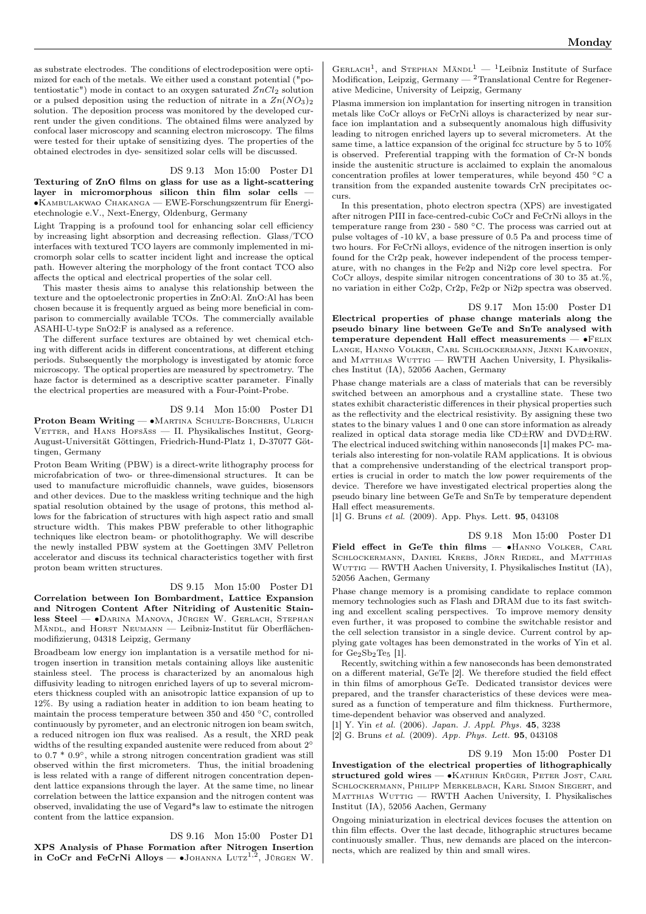as substrate electrodes. The conditions of electrodeposition were optimized for each of the metals. We either used a constant potential ("potentiostatic") mode in contact to an oxygen saturated $ZnCl_2$ solution or a pulsed deposition using the reduction of nitrate in a $Zn(NO_3)_2$ solution. The deposition process was monitored by the developed current under the given conditions. The obtained films were analyzed by confocal laser microscopy and scanning electron microscopy. The films were tested for their uptake of sensitizing dyes. The properties of the obtained electrodes in dye- sensitized solar cells will be discussed.

DS 9.13 Mon 15:00 Poster D1

**Texturing of ZnO films on glass for use as a light-scattering layer in micromorphous silicon thin film solar cells** — •Kambulakwao Chakanga — EWE-Forschungszentrum für Energietechnologie e.V., Next-Energy, Oldenburg, Germany

Light Trapping is a profound tool for enhancing solar cell efficiency by increasing light absorption and decreasing reflection. Glass/TCO interfaces with textured TCO layers are commonly implemented in micromorph solar cells to scatter incident light and increase the optical path. However altering the morphology of the front contact TCO also affects the optical and electrical properties of the solar cell.

This master thesis aims to analyse this relationship between the texture and the optoelectronic properties in ZnO:Al. ZnO:Al has been chosen because it is frequently argued as being more beneficial in comparison to commercially available TCOs. The commercially available ASAHI-U-type SnO2:F is analysed as a reference.

The different surface textures are obtained by wet chemical etching with different acids in different concentrations, at different etching periods. Subsequently the morphology is investigated by atomic force microscopy. The optical properties are measured by spectrometry. The haze factor is determined as a descriptive scatter parameter. Finally the electrical properties are measured with a Four-Point-Probe.

DS 9.14 Mon 15:00 Poster D1

**Proton Beam Writing** — •Martina Schulte-Borchers, Ulrich Vetter, and Hans Hofsäss — II. Physikalisches Institut, Georg-August-Universität Göttingen, Friedrich-Hund-Platz 1, D-37077 Göttingen, Germany

Proton Beam Writing (PBW) is a direct-write lithography process for microfabrication of two- or three-dimensional structures. It can be used to manufacture microfluidic channels, wave guides, biosensors and other devices. Due to the maskless writing technique and the high spatial resolution obtained by the usage of protons, this method allows for the fabrication of structures with high aspect ratio and small structure width. This makes PBW preferable to other lithographic techniques like electron beam- or photolithography. We will describe the newly installed PBW system at the Goettingen 3MV Pelletron accelerator and discuss its technical characteristics together with first proton beam written structures.

DS 9.15 Mon 15:00 Poster D1

**Correlation between Ion Bombardment, Lattice Expansion and Nitrogen Content After Nitriding of Austenitic Stainless Steel** — •Darina Manova, Jürgen W. Gerlach, Stephan Mändl, and Horst Neumann — Leibniz-Institut für Oberflächenmodifizierung, 04318 Leipzig, Germany

Broadbeam low energy ion implantation is a versatile method for nitrogen insertion in transition metals containing alloys like austenitic stainless steel. The process is characterized by an anomalous high diffusivity leading to nitrogen enriched layers of up to several micrometers thickness coupled with an anisotropic lattice expansion of up to 12%. By using a radiation heater in addition to ion beam heating to maintain the process temperature between 350 and 450 °C, controlled continuously by pyrometer, and an electronic nitrogen ion beam switch, a reduced nitrogen ion flux was realised. As a result, the XRD peak widths of the resulting expanded austenite were reduced from about 2° to 0.7 * 0.9°, while a strong nitrogen concentration gradient was still observed within the first micrometers. Thus, the initial broadening is less related with a range of different nitrogen concentration dependent lattice expansions through the layer. At the same time, no linear correlation between the lattice expansion and the nitrogen content was observed, invalidating the use of Vegard*s law to estimate the nitrogen content from the lattice expansion.

DS 9.16 Mon 15:00 Poster D1

**XPS Analysis of Phase Formation after Nitrogen Insertion in CoCr and FeCrNi Alloys** — •Johanna Lutz[1,2], Jürgen W. Gerlach[1], and Stephan Mändl[1] — [1]Leibniz Institute of Surface Modification, Leipzig, Germany — [2]Translational Centre for Regenerative Medicine, University of Leipzig, Germany

Plasma immersion ion implantation for inserting nitrogen in transition metals like CoCr alloys or FeCrNi alloys is characterized by near surface ion implantation and a subsequently anomalous high diffusivity leading to nitrogen enriched layers up to several micrometers. At the same time, a lattice expansion of the original fcc structure by 5 to 10% is observed. Preferential trapping with the formation of Cr-N bonds inside the austenitic structure is acclaimed to explain the anomalous concentration profiles at lower temperatures, while beyond 450 °C a transition from the expanded austenite towards CrN precipitates occurs.

In this presentation, photo electron spectra (XPS) are investigated after nitrogen PIII in face-centred-cubic CoCr and FeCrNi alloys in the temperature range from 230 - 580 °C. The process was carried out at pulse voltages of -10 kV, a base pressure of 0.5 Pa and process time of two hours. For FeCrNi alloys, evidence of the nitrogen insertion is only found for the Cr2p peak, however independent of the process temperature, with no changes in the Fe2p and Ni2p core level spectra. For CoCr alloys, despite similar nitrogen concentrations of 30 to 35 at.%, no variation in either Co2p, Cr2p, Fe2p or Ni2p spectra was observed.

DS 9.17 Mon 15:00 Poster D1

**Electrical properties of phase change materials along the pseudo binary line between GeTe and SnTe analysed with temperature dependent Hall effect measurements** — •Felix Lange, Hanno Volker, Carl Schlockermann, Jenni Karvonen, and Matthias Wuttig — RWTH Aachen University, I. Physikalisches Institut (IA), 52056 Aachen, Germany

Phase change materials are a class of materials that can be reversibly switched between an amorphous and a crystalline state. These two states exhibit characteristic differences in their physical properties such as the reflectivity and the electrical resistivity. By assigning these two states to the binary values 1 and 0 one can store information as already realized in optical data storage media like CD±RW and DVD±RW. The electrical induced switching within nanoseconds [1] makes PC- materials also interesting for non-volatile RAM applications. It is obvious that a comprehensive understanding of the electrical transport properties is crucial in order to match the low power requirements of the device. Therefore we have investigated electrical properties along the pseudo binary line between GeTe and SnTe by temperature dependent Hall effect measurements.

[1] G. Bruns *et al.* (2009). App. Phys. Lett. **95**, 043108

DS 9.18 Mon 15:00 Poster D1

**Field effect in GeTe thin films** — •Hanno Volker, Carl Schlockermann, Daniel Krebs, Jörn Riedel, and Matthias Wuttig — RWTH Aachen University, I. Physikalisches Institut (IA), 52056 Aachen, Germany

Phase change memory is a promising candidate to replace common memory technologies such as Flash and DRAM due to its fast switching and excellent scaling perspectives. To improve memory density even further, it was proposed to combine the switchable resistor and the cell selection transistor in a single device. Current control by applying gate voltages has been demonstrated in the works of Yin et al. for $Ge_2Sb_2Te_5$ [1].

Recently, switching within a few nanoseconds has been demonstrated on a different material, GeTe [2]. We therefore studied the field effect in thin films of amorphous GeTe. Dedicated transistor devices were prepared, and the transfer characteristics of these devices were measured as a function of temperature and film thickness. Furthermore, time-dependent behavior was observed and analyzed.

[1] Y. Yin *et al.* (2006). *Japan. J. Appl. Phys.* **45**, 3238
[2] G. Bruns *et al.* (2009). *App. Phys. Lett.* **95**, 043108

DS 9.19 Mon 15:00 Poster D1

**Investigation of the electrical properties of lithographically structured gold wires** — •Kathrin Krüger, Peter Jost, Carl Schlockermann, Philipp Merkelbach, Karl Simon Siegert, and Matthias Wuttig — RWTH Aachen University, I. Physikalisches Institut (IA), 52056 Aachen, Germany

Ongoing miniaturization in electrical devices focuses the attention on thin film effects. Over the last decade, lithographic structures became continuously smaller. Thus, new demands are placed on the interconnects, which are realized by thin and small wires.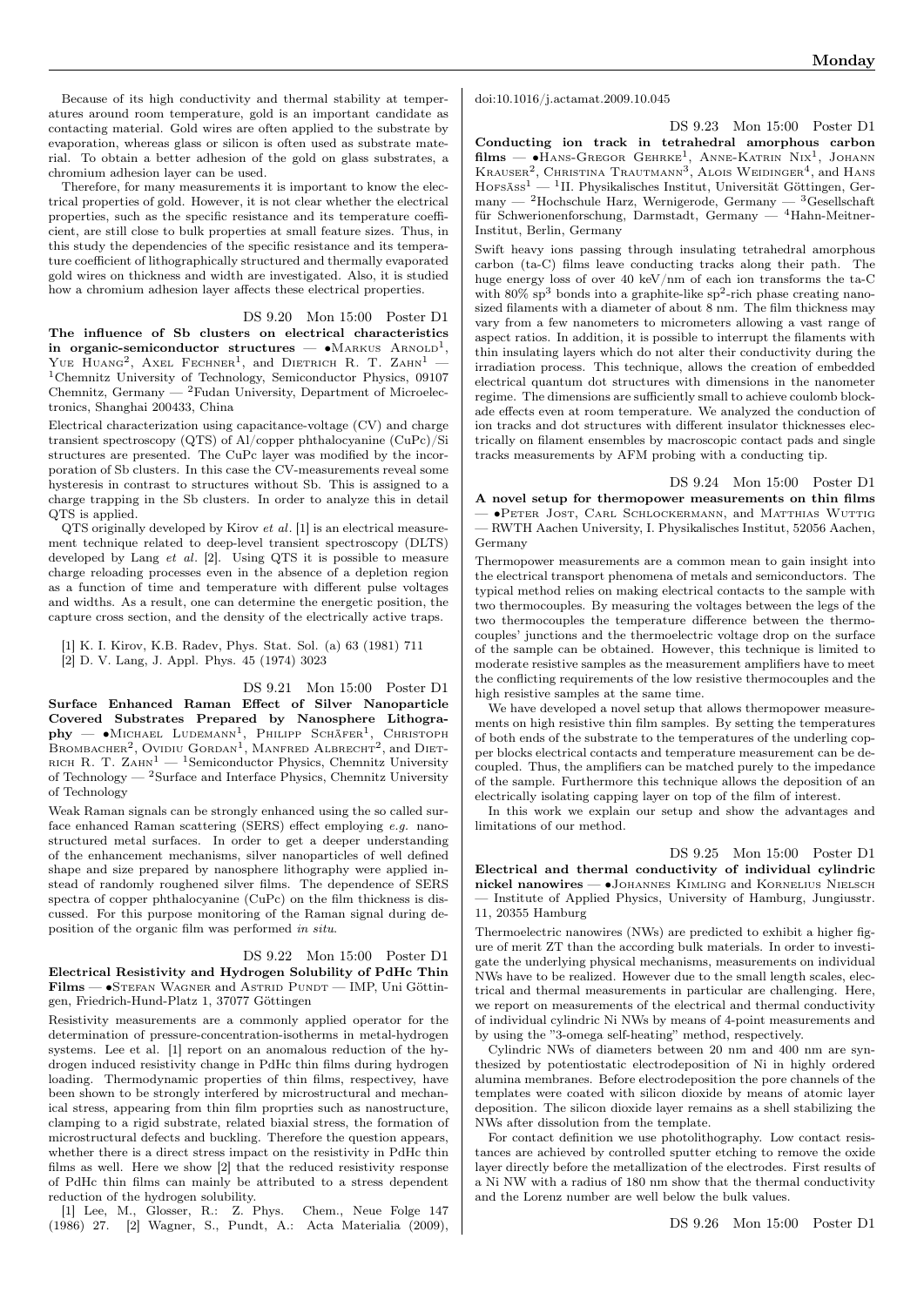Because of its high conductivity and thermal stability at temperatures around room temperature, gold is an important candidate as contacting material. Gold wires are often applied to the substrate by evaporation, whereas glass or silicon is often used as substrate material. To obtain a better adhesion of the gold on glass substrates, a chromium adhesion layer can be used.

Therefore, for many measurements it is important to know the electrical properties of gold. However, it is not clear whether the electrical properties, such as the specific resistance and its temperature coefficient, are still close to bulk properties at small feature sizes. Thus, in this study the dependencies of the specific resistance and its temperature coefficient of lithographically structured and thermally evaporated gold wires on thickness and width are investigated. Also, it is studied how a chromium adhesion layer affects these electrical properties.

DS 9.20 Mon 15:00 Poster D1

**The influence of Sb clusters on electrical characteristics in organic-semiconductor structures** — •Markus Arnold[1], Yue Huang[2], Axel Fechner[1], and Dietrich R. T. Zahn[1] — [1]Chemnitz University of Technology, Semiconductor Physics, 09107 Chemnitz, Germany — [2]Fudan University, Department of Microelectronics, Shanghai 200433, China

Electrical characterization using capacitance-voltage (CV) and charge transient spectroscopy (QTS) of Al/copper phthalocyanine (CuPc)/Si structures are presented. The CuPc layer was modified by the incorporation of Sb clusters. In this case the CV-measurements reveal some hysteresis in contrast to structures without Sb. This is assigned to a charge trapping in the Sb clusters. In order to analyze this in detail QTS is applied.

QTS originally developed by Kirov *et al*. [1] is an electrical measurement technique related to deep-level transient spectroscopy (DLTS) developed by Lang *et al*. [2]. Using QTS it is possible to measure charge reloading processes even in the absence of a depletion region as a function of time and temperature with different pulse voltages and widths. As a result, one can determine the energetic position, the capture cross section, and the density of the electrically active traps.

[1] K. I. Kirov, K.B. Radev, Phys. Stat. Sol. (a) 63 (1981) 711
[2] D. V. Lang, J. Appl. Phys. 45 (1974) 3023

DS 9.21 Mon 15:00 Poster D1

**Surface Enhanced Raman Effect of Silver Nanoparticle Covered Substrates Prepared by Nanosphere Lithography** — •Michael Ludemann[1], Philipp Schäfer[1], Christoph Brombacher[2], Ovidiu Gordan[1], Manfred Albrecht[2], and Dietrich R. T. Zahn[1] — [1]Semiconductor Physics, Chemnitz University of Technology — [2]Surface and Interface Physics, Chemnitz University of Technology

Weak Raman signals can be strongly enhanced using the so called surface enhanced Raman scattering (SERS) effect employing *e.g.* nanostructured metal surfaces. In order to get a deeper understanding of the enhancement mechanisms, silver nanoparticles of well defined shape and size prepared by nanosphere lithography were applied instead of randomly roughened silver films. The dependence of SERS spectra of copper phthalocyanine (CuPc) on the film thickness is discussed. For this purpose monitoring of the Raman signal during deposition of the organic film was performed *in situ*.

DS 9.22 Mon 15:00 Poster D1

**Electrical Resistivity and Hydrogen Solubility of PdHc Thin Films** — •Stefan Wagner and Astrid Pundt — IMP, Uni Göttingen, Friedrich-Hund-Platz 1, 37077 Göttingen

Resistivity measurements are a commonly applied operator for the determination of pressure-concentration-isotherms in metal-hydrogen systems. Lee et al. [1] report on an anomalous reduction of the hydrogen induced resistivity change in PdHc thin films during hydrogen loading. Thermodynamic properties of thin films, respectivey, have been shown to be strongly interfered by microstructural and mechanical stress, appearing from thin film proprties such as nanostructure, clamping to a rigid substrate, related biaxial stress, the formation of microstructural defects and buckling. Therefore the question appears, whether there is a direct stress impact on the resistivity in PdHc thin films as well. Here we show [2] that the reduced resistivity response of PdHc thin films can mainly be attributed to a stress dependent reduction of the hydrogen solubility.

[1] Lee, M., Glosser, R.: Z. Phys. Chem., Neue Folge 147 (1986) 27. [2] Wagner, S., Pundt, A.: Acta Materialia (2009), doi:10.1016/j.actamat.2009.10.045

DS 9.23 Mon 15:00 Poster D1

**Conducting ion track in tetrahedral amorphous carbon films** — •Hans-Gregor Gehrke[1], Anne-Katrin Nix[1], Johann Krauser[2], Christina Trautmann[3], Alois Weidinger[4], and Hans Hofsäss[1] — [1]II. Physikalisches Institut, Universität Göttingen, Germany — [2]Hochschule Harz, Wernigerode, Germany — [3]Gesellschaft für Schwerionenforschung, Darmstadt, Germany — [4]Hahn-Meitner-Institut, Berlin, Germany

Swift heavy ions passing through insulating tetrahedral amorphous carbon (ta-C) films leave conducting tracks along their path. The huge energy loss of over 40 keV/nm of each ion transforms the ta-C with 80% $sp^3$ bonds into a graphite-like $sp^2$-rich phase creating nanosized filaments with a diameter of about 8 nm. The film thickness may vary from a few nanometers to micrometers allowing a vast range of aspect ratios. In addition, it is possible to interrupt the filaments with thin insulating layers which do not alter their conductivity during the irradiation process. This technique, allows the creation of embedded electrical quantum dot structures with dimensions in the nanometer regime. The dimensions are sufficiently small to achieve coulomb blockade effects even at room temperature. We analyzed the conduction of ion tracks and dot structures with different insulator thicknesses electrically on filament ensembles by macroscopic contact pads and single tracks measurements by AFM probing with a conducting tip.

DS 9.24 Mon 15:00 Poster D1

**A novel setup for thermopower measurements on thin films** — •Peter Jost, Carl Schlockermann, and Matthias Wuttig — RWTH Aachen University, I. Physikalisches Institut, 52056 Aachen, Germany

Thermopower measurements are a common mean to gain insight into the electrical transport phenomena of metals and semiconductors. The typical method relies on making electrical contacts to the sample with two thermocouples. By measuring the voltages between the legs of the two thermocouples the temperature difference between the thermocouples' junctions and the thermoelectric voltage drop on the surface of the sample can be obtained. However, this technique is limited to moderate resistive samples as the measurement amplifiers have to meet the conflicting requirements of the low resistive thermocouples and the high resistive samples at the same time.

We have developed a novel setup that allows thermopower measurements on high resistive thin film samples. By setting the temperatures of both ends of the substrate to the temperatures of the underling copper blocks electrical contacts and temperature measurement can be decoupled. Thus, the amplifiers can be matched purely to the impedance of the sample. Furthermore this technique allows the deposition of an electrically isolating capping layer on top of the film of interest.

In this work we explain our setup and show the advantages and limitations of our method.

DS 9.25 Mon 15:00 Poster D1

**Electrical and thermal conductivity of individual cylindric nickel nanowires** — •Johannes Kimling and Kornelius Nielsch — Institute of Applied Physics, University of Hamburg, Jungiusstr. 11, 20355 Hamburg

Thermoelectric nanowires (NWs) are predicted to exhibit a higher figure of merit ZT than the according bulk materials. In order to investigate the underlying physical mechanisms, measurements on individual NWs have to be realized. However due to the small length scales, electrical and thermal measurements in particular are challenging. Here, we report on measurements of the electrical and thermal conductivity of individual cylindric Ni NWs by means of 4-point measurements and by using the "3-omega self-heating" method, respectively.

Cylindric NWs of diameters between 20 nm and 400 nm are synthesized by potentiostatic electrodeposition of Ni in highly ordered alumina membranes. Before electrodeposition the pore channels of the templates were coated with silicon dioxide by means of atomic layer deposition. The silicon dioxide layer remains as a shell stabilizing the NWs after dissolution from the template.

For contact definition we use photolithography. Low contact resistances are achieved by controlled sputter etching to remove the oxide layer directly before the metallization of the electrodes. First results of a Ni NW with a radius of 180 nm show that the thermal conductivity and the Lorenz number are well below the bulk values.

DS 9.26 Mon 15:00 Poster D1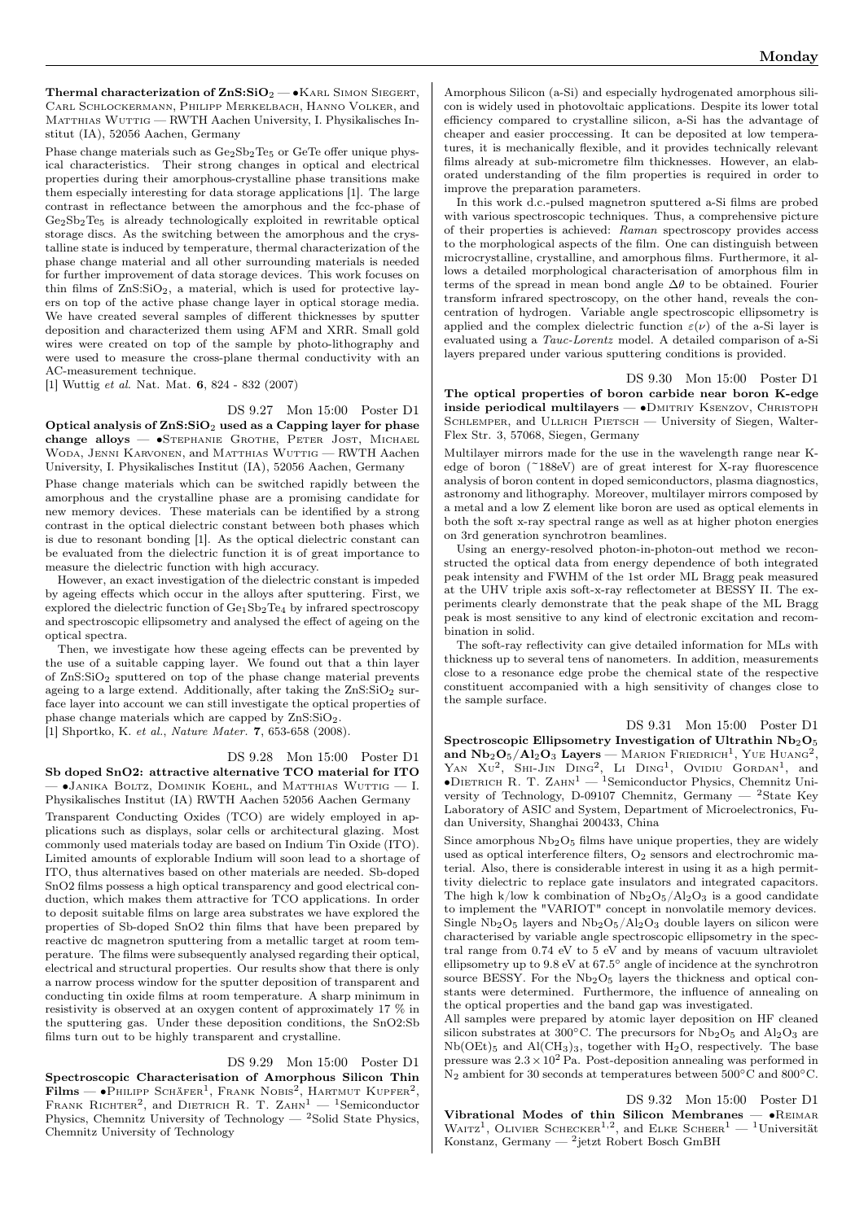**Thermal characterization of $ZnS:SiO_2$** — •Karl Simon Siegert, Carl Schlockermann, Philipp Merkelbach, Hanno Volker, and Matthias Wuttig — RWTH Aachen University, I. Physikalisches Institut (IA), 52056 Aachen, Germany

Phase change materials such as $Ge_2Sb_2Te_5$ or GeTe offer unique physical characteristics. Their strong changes in optical and electrical properties during their amorphous-crystalline phase transitions make them especially interesting for data storage applications [1]. The large contrast in reflectance between the amorphous and the fcc-phase of $Ge_2Sb_2Te_5$ is already technologically exploited in rewritable optical storage discs. As the switching between the amorphous and the crystalline state is induced by temperature, thermal characterization of the phase change material and all other surrounding materials is needed for further improvement of data storage devices. This work focuses on thin films of $ZnS:SiO_2$, a material, which is used for protective layers on top of the active phase change layer in optical storage media. We have created several samples of different thicknesses by sputter deposition and characterized them using AFM and XRR. Small gold wires were created on top of the sample by photo-lithography and were used to measure the cross-plane thermal conductivity with an AC-measurement technique.

[1] Wuttig *et al.* Nat. Mat. **6**, 824 - 832 (2007)

DS 9.27 Mon 15:00 Poster D1

**Optical analysis of $ZnS:SiO_2$ used as a Capping layer for phase change alloys** — •Stephanie Grothe, Peter Jost, Michael Woda, Jenni Karvonen, and Matthias Wuttig — RWTH Aachen University, I. Physikalisches Institut (IA), 52056 Aachen, Germany

Phase change materials which can be switched rapidly between the amorphous and the crystalline phase are a promising candidate for new memory devices. These materials can be identified by a strong contrast in the optical dielectric constant between both phases which is due to resonant bonding [1]. As the optical dielectric constant can be evaluated from the dielectric function it is of great importance to measure the dielectric function with high accuracy.

However, an exact investigation of the dielectric constant is impeded by ageing effects which occur in the alloys after sputtering. First, we explored the dielectric function of $Ge_1Sb_2Te_4$ by infrared spectroscopy and spectroscopic ellipsometry and analysed the effect of ageing on the optical spectra.

Then, we investigate how these ageing effects can be prevented by the use of a suitable capping layer. We found out that a thin layer of $ZnS:SiO_2$ sputtered on top of the phase change material prevents ageing to a large extend. Additionally, after taking the $ZnS:SiO_2$ surface layer into account we can still investigate the optical properties of phase change materials which are capped by $ZnS:SiO_2$.

[1] Shportko, K. *et al.*, *Nature Mater.* **7**, 653-658 (2008).

DS 9.28 Mon 15:00 Poster D1

**Sb doped SnO2: attractive alternative TCO material for ITO** — •Janika Boltz, Dominik Koehl, and Matthias Wuttig — I. Physikalisches Institut (IA) RWTH Aachen 52056 Aachen Germany

Transparent Conducting Oxides (TCO) are widely employed in applications such as displays, solar cells or architectural glazing. Most commonly used materials today are based on Indium Tin Oxide (ITO). Limited amounts of explorable Indium will soon lead to a shortage of ITO, thus alternatives based on other materials are needed. Sb-doped SnO2 films possess a high optical transparency and good electrical conduction, which makes them attractive for TCO applications. In order to deposit suitable films on large area substrates we have explored the properties of Sb-doped SnO2 thin films that have been prepared by reactive dc magnetron sputtering from a metallic target at room temperature. The films were subsequently analysed regarding their optical, electrical and structural properties. Our results show that there is only a narrow process window for the sputter deposition of transparent and conducting tin oxide films at room temperature. A sharp minimum in resistivity is observed at an oxygen content of approximately 17 % in the sputtering gas. Under these deposition conditions, the SnO2:Sb films turn out to be highly transparent and crystalline.

DS 9.29 Mon 15:00 Poster D1

**Spectroscopic Characterisation of Amorphous Silicon Thin Films** — •Philipp Schäfer[1], Frank Nobis[2], Hartmut Kupfer[2], Frank Richter[2], and Dietrich R. T. Zahn[1] — [1]Semiconductor Physics, Chemnitz University of Technology — [2]Solid State Physics, Chemnitz University of Technology

Amorphous Silicon (a-Si) and especially hydrogenated amorphous silicon is widely used in photovoltaic applications. Despite its lower total efficiency compared to crystalline silicon, a-Si has the advantage of cheaper and easier proccessing. It can be deposited at low temperatures, it is mechanically flexible, and it provides technically relevant films already at sub-micrometre film thicknesses. However, an elaborated understanding of the film properties is required in order to improve the preparation parameters.

In this work d.c.-pulsed magnetron sputtered a-Si films are probed with various spectroscopic techniques. Thus, a comprehensive picture of their properties is achieved: *Raman* spectroscopy provides access to the morphological aspects of the film. One can distinguish between microcrystalline, crystalline, and amorphous films. Furthermore, it allows a detailed morphological characterisation of amorphous film in terms of the spread in mean bond angle $\Delta\theta$ to be obtained. Fourier transform infrared spectroscopy, on the other hand, reveals the concentration of hydrogen. Variable angle spectroscopic ellipsometry is applied and the complex dielectric function $\varepsilon(\nu)$ of the a-Si layer is evaluated using a *Tauc-Lorentz* model. A detailed comparison of a-Si layers prepared under various sputtering conditions is provided.

DS 9.30 Mon 15:00 Poster D1

**The optical properties of boron carbide near boron K-edge inside periodical multilayers** — •Dmitriy Ksenzov, Christoph Schlemper, and Ullrich Pietsch — University of Siegen, Walter-Flex Str. 3, 57068, Siegen, Germany

Multilayer mirrors made for the use in the wavelength range near K-edge of boron (~188eV) are of great interest for X-ray fluorescence analysis of boron content in doped semiconductors, plasma diagnostics, astronomy and lithography. Moreover, multilayer mirrors composed by a metal and a low Z element like boron are used as optical elements in both the soft x-ray spectral range as well as at higher photon energies on 3rd generation synchrotron beamlines.

Using an energy-resolved photon-in-photon-out method we reconstructed the optical data from energy dependence of both integrated peak intensity and FWHM of the 1st order ML Bragg peak measured at the UHV triple axis soft-x-ray reflectometer at BESSY II. The experiments clearly demonstrate that the peak shape of the ML Bragg peak is most sensitive to any kind of electronic excitation and recombination in solid.

The soft-ray reflectivity can give detailed information for MLs with thickness up to several tens of nanometers. In addition, measurements close to a resonance edge probe the chemical state of the respective constituent accompanied with a high sensitivity of changes close to the sample surface.

DS 9.31 Mon 15:00 Poster D1

**Spectroscopic Ellipsometry Investigation of Ultrathin $Nb_2O_5$ and $Nb_2O_5/Al_2O_3$ Layers** — Marion Friedrich[1], Yue Huang[2], Yan Xu[2], Shi-Jin Ding[2], Li Ding[1], Ovidiu Gordan[1], and •Dietrich R. T. Zahn[1] — [1]Semiconductor Physics, Chemnitz University of Technology, D-09107 Chemnitz, Germany — [2]State Key Laboratory of ASIC and System, Department of Microelectronics, Fudan University, Shanghai 200433, China

Since amorphous $Nb_2O_5$ films have unique properties, they are widely used as optical interference filters, $O_2$ sensors and electrochromic material. Also, there is considerable interest in using it as a high permittivity dielectric to replace gate insulators and integrated capacitors. The high k/low k combination of $Nb_2O_5/Al_2O_3$ is a good candidate to implement the "VARIOT" concept in nonvolatile memory devices. Single $Nb_2O_5$ layers and $Nb_2O_5/Al_2O_3$ double layers on silicon were characterised by variable angle spectroscopic ellipsometry in the spectral range from 0.74 eV to 5 eV and by means of vacuum ultraviolet ellipsometry up to 9.8 eV at 67.5° angle of incidence at the synchrotron source BESSY. For the $Nb_2O_5$ layers the thickness and optical constants were determined. Furthermore, the influence of annealing on the optical properties and the band gap was investigated.

All samples were prepared by atomic layer deposition on HF cleaned silicon substrates at 300°C. The precursors for $Nb_2O_5$ and $Al_2O_3$ are $Nb(OEt)_5$ and $Al(CH_3)_3$, together with $H_2O$, respectively. The base pressure was $2.3 \times 10^2$ Pa. Post-deposition annealing was performed in $N_2$ ambient for 30 seconds at temperatures between 500°C and 800°C.

DS 9.32 Mon 15:00 Poster D1

**Vibrational Modes of thin Silicon Membranes** — •Reimar Waitz[1], Olivier Schecker[1,2], and Elke Scheer[1] — [1]Universität Konstanz, Germany — [2]jetzt Robert Bosch GmbH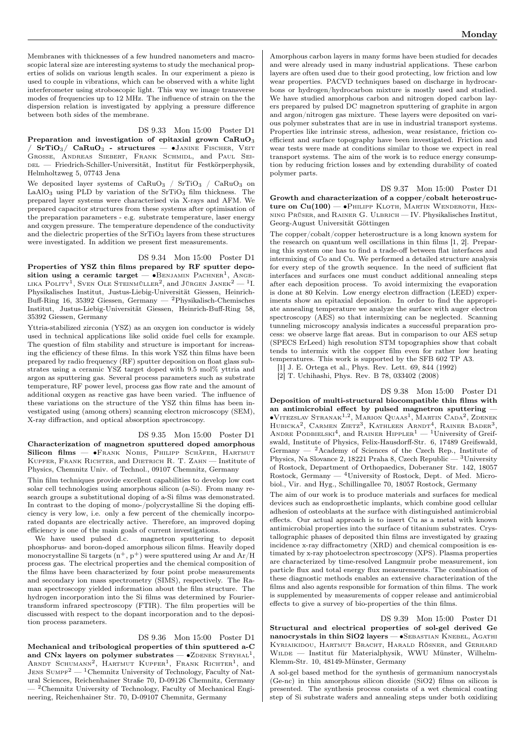Membranes with thicknesses of a few hundred nanometers and macroscopic lateral size are interesting systems to study the mechanical properties of solids on various length scales. In our experiment a piezo is used to couple in vibrations, which can be observed with a white light interferometer using stroboscopic light. This way we image transverse modes of frequencies up to 12 MHz. The influence of strain on the the dispersion relation is investigated by applying a pressure difference between both sides of the membrane.

DS 9.33 Mon 15:00 Poster D1

**Preparation and investigation of epitaxial grown $CaRuO_3$ / $SrTiO_3$/ $CaRuO_3$ - structures** — •Janine Fischer, Veit Grosse, Andreas Siebert, Frank Schmidl, and Paul Seidel — Friedrich-Schiller-Universität, Institut für Festkörperphysik, Helmholtzweg 5, 07743 Jena

We deposited layer systems of $CaRuO_3$ / $SrTiO_3$ / $CaRuO_3$ on $LaAlO_3$ using PLD by variation of the $SrTiO_3$ film thickness. The prepared layer systems were characterised via X-rays and AFM. We prepared capacitor structures from these systems after optimisation of the preparation parameters - e.g. substrate temperature, laser energy and oxygen pressure. The temperature dependence of the conductivity and the dielectric properties of the $SrTiO_3$ layers from these structures were investigated. In addition we present first measurements.

DS 9.34 Mon 15:00 Poster D1

**Properties of YSZ thin films prepared by RF sputter deposition using a ceramic target** — •Benjamin Pachner[1], Angelika Polity[1], Sven Ole Steinmüller[2], and Jürgen Janek[2] — [1]I. Physikalisches Institut, Justus-Liebig-Universität Giessen, Heinrich-Buff-Ring 16, 35392 Giessen, Germany — [2]Physikalisch-Chemisches Institut, Justus-Liebig-Universität Giessen, Heinrich-Buff-Ring 58, 35392 Giessen, Germany

Yttria-stabilized zirconia (YSZ) as an oxygen ion conductor is widely used in technical applications like solid oxide fuel cells for example. The question of film stability and structure is important for increasing the efficiency of these films. In this work YSZ thin films have been prepared by radio frequency (RF) sputter deposition on float glass substrates using a ceramic YSZ target doped with 9.5 mol% yttria and argon as sputtering gas. Several process parameters such as substrate temperature, RF power level, process gas flow rate and the amount of additional oxygen as reactive gas have been varied. The influence of these variations on the structure of the YSZ thin films has been investigated using (among others) scanning electron microscopy (SEM), X-ray diffraction, and optical absorption spectroscopy.

DS 9.35 Mon 15:00 Poster D1

**Characterization of magnetron sputtered doped amorphous Silicon films** — •Frank Nobis, Philipp Schäfer, Hartmut Kupfer, Frank Richter, and Dietrich R. T. Zahn — Institute of Physics, Chemnitz Univ. of Technol., 09107 Chemnitz, Germany

Thin film techniques provide excellent capabilities to develop low cost solar cell technologies using amorphous silicon (a-Si). From many research groups a substitutional doping of a-Si films was demonstrated. In contrast to the doping of mono-/polycrystalline Si the doping efficiency is very low, i.e. only a few percent of the chemically incorporated dopants are electrically active. Therefore, an improved doping efficiency is one of the main goals of current investigations.

We have used pulsed d.c. magnetron sputtering to deposit phosphorus- and boron-doped amorphous silicon films. Heavily doped monocrystalline Si targets ($n^+$, $p^+$) were sputtered using Ar and Ar/H process gas. The electrical properties and the chemical composition of the films have been characterized by four point probe measurements and secondary ion mass spectrometry (SIMS), respectively. The Raman spectroscopy yielded information about the film structure. The hydrogen incorporation into the Si films was determined by Fourier-transform infrared spectroscopy (FTIR). The film properties will be discussed with respect to the dopant incorporation and to the deposition process parameters.

DS 9.36 Mon 15:00 Poster D1

**Mechanical and tribological properties of thin sputtered a-C and CNx layers on polymer substrates** — •Zdenek Stryhal[1], Arndt Schumann[2], Hartmut Kupfer[1], Frank Richter[1], and Jens Sumpf[2] — [1]Chemnitz University of Technology, Faculty of Natural Sciences, Reichenhainer Straße 70, D-09126 Chemnitz, Germany — [2]Chemnitz University of Technology, Faculty of Mechanical Engineering, Reichenhainer Str. 70, D-09107 Chemnitz, Germany

Amorphous carbon layers in many forms have been studied for decades and were already used in many industrial applications. These carbon layers are often used due to their good protecting, low friction and low wear properties. PACVD techniques based on discharge in hydrocarbons or hydrogen/hydrocarbon mixture is mostly used and studied. We have studied amorphous carbon and nitrogen doped carbon layers prepared by pulsed DC magnetron sputtering of graphite in argon and argon/nitrogen gas mixture. These layers were deposited on various polymer substrates that are in use in industrial transport systems. Properties like intrinsic stress, adhesion, wear resistance, friction coefficient and surface topography have been investigated. Friction and wear tests were made at conditions similar to those we expect in real transport systems. The aim of the work is to reduce energy consumption by reducing friction losses and by extending durability of coated polymer parts.

DS 9.37 Mon 15:00 Poster D1

**Growth and characterization of a copper/cobalt heterostructure on Cu(100)** — •Philipp Kloth, Martin Wenderoth, Henning Prüser, and Rainer G. Ulbrich — IV. Physikalisches Institut, Georg-August Universität Göttingen

The copper/cobalt/copper heterostructure is a long known system for the research on quantum well oscillations in thin films [1, 2]. Preparing this system one has to find a trade-off between flat interfaces and intermixing of Co and Cu. We performed a detailed structure analysis for every step of the growth sequence. In the need of sufficient flat interfaces and surfaces one must conduct additional annealing steps after each deposition process. To avoid intermixing the evaporation is done at 80 Kelvin. Low energy electron diffraction (LEED) experiments show an epitaxial deposition. In order to find the appropriate annealing temperature we analyze the surface with auger electron spectroscopy (AES) so that intermixing can be neglected. Scanning tunneling microscopy analysis indicates a successful preparation process: we observe large flat areas. But in comparison to our AES setup (SPECS ErLeed) high resolution STM topographies show that cobalt tends to intermix with the copper film even for rather low heating temperatures. This work is supported by the SFB 602 TP A3.

[1] J. E. Ortega et al., Phys. Rev. Lett. 69, 844 (1992)

[2] T. Uchihashi, Phys. Rev. B 78, 033402 (2008)

DS 9.38 Mon 15:00 Poster D1

**Deposition of multi-structural biocompatible thin films with an antimicrobial effect by pulsed magnetron sputtering** — •Vitezslav Stranak[1,2], Marion Quaas[1], Martin Cada[2], Zdenek Hubicka[2], Carmen Zietz[3], Kathleen Arndt[4], Rainer Bader[3], Andre Podbielski[4], and Rainer Hippler[1] — [1]University of Greifswald, Institute of Physics, Felix-Hausdorff-Str. 6, 17489 Greifswald, Germany — [2]Academy of Sciences of the Czech Rep., Institute of Physics, Na Slovance 2, 18221 Praha 8, Czech Republic — [3]University of Rostock, Department of Orthopaedics, Doberaner Str. 142, 18057 Rostock, Germany — [4]University of Rostock, Dept. of Med. Microbiol., Vir. and Hyg., Schillingallee 70, 18057 Rostock, Germany

The aim of our work is to produce materials and surfaces for medical devices such as endoprosthetic implants, which combine good cellular adhesion of osteoblasts at the surface with distinguished antimicrobial effects. Our actual approach is to insert Cu as a metal with known antimicrobial properties into the surface of titanium substrates. Crystallographic phases of deposited thin films are investigated by grazing incidence x-ray diffractometry (XRD) and chemical composition is estimated by x-ray photoelectron spectroscopy (XPS). Plasma properties are characterized by time-resolved Langmuir probe measurement, ion particle flux and total energy flux measurements. The combination of these diagnostic methods enables an extensive characterization of the films and also agents responsible for formation of thin films. The work is supplemented by measurements of copper release and antimicrobial effects to give a survey of bio-properties of the thin films.

DS 9.39 Mon 15:00 Poster D1

**Structural and electrical properties of sol-gel derived Ge nanocrystals in thin SiO2 layers** — •Sebastian Knebel, Agathi Kyriakidou, Hartmut Bracht, Harald Rösner, and Gerhard Wilde — Institut für Materialphysik, WWU Münster, Wilhelm-Klemm-Str. 10, 48149-Münster, Germany

A sol-gel based method for the synthesis of germanium nanocrystals (Ge-nc) in thin amorphous silicon dioxide ($SiO_2$) films on silicon is presented. The synthesis process consists of a wet chemical coating step of Si substrate wafers and annealing steps under both oxidizing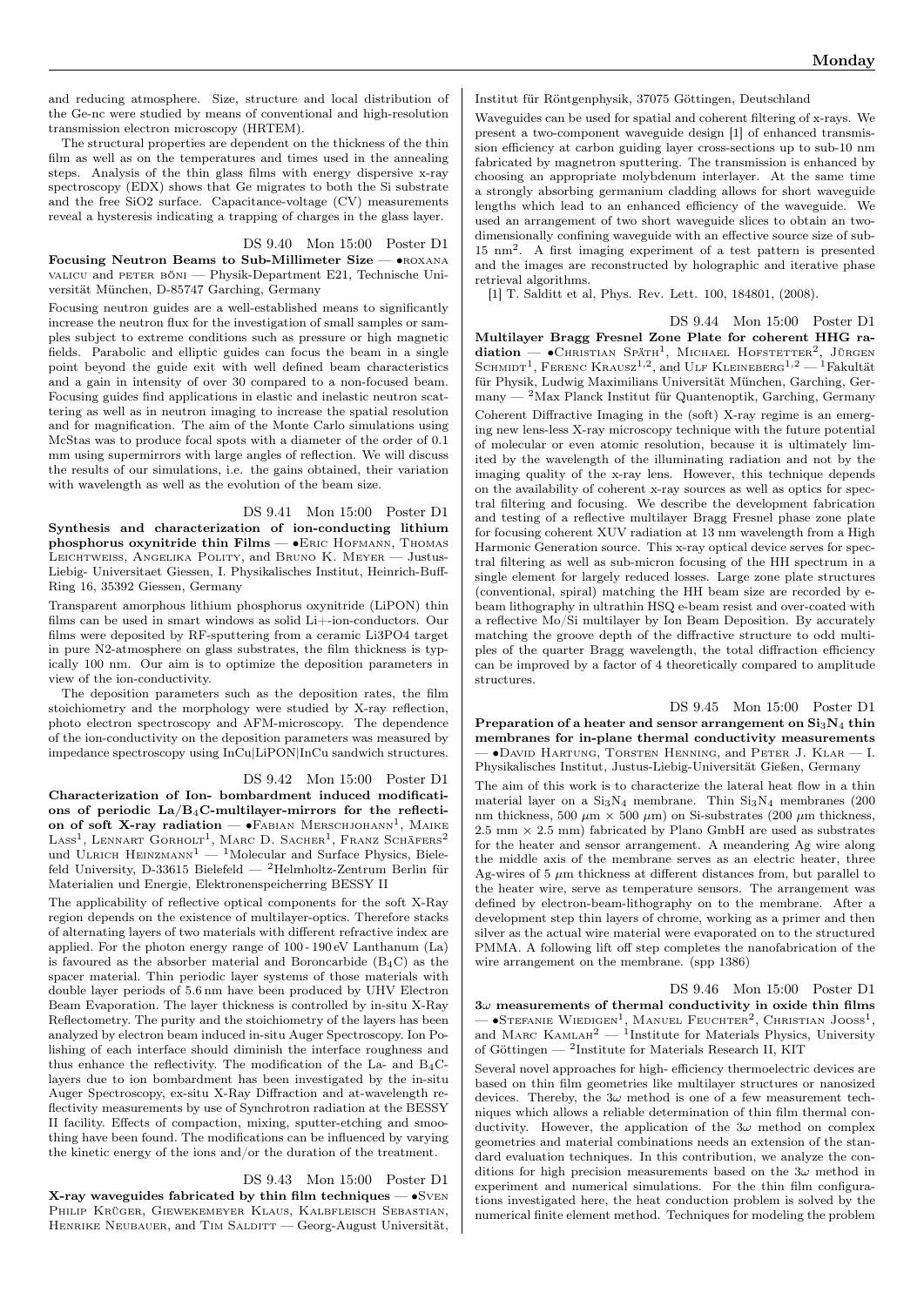and reducing atmosphere. Size, structure and local distribution of the Ge-nc were studied by means of conventional and high-resolution transmission electron microscopy (HRTEM).

The structural properties are dependent on the thickness of the thin film as well as on the temperatures and times used in the annealing steps. Analysis of the thin glass films with energy dispersive x-ray spectroscopy (EDX) shows that Ge migrates to both the Si substrate and the free SiO2 surface. Capacitance-voltage (CV) measurements reveal a hysteresis indicating a trapping of charges in the glass layer.

DS 9.40 Mon 15:00 Poster D1

**Focusing Neutron Beams to Sub-Millimeter Size** — •Roxana Valicu and Peter Böni — Physik-Department E21, Technische Universität München, D-85747 Garching, Germany

Focusing neutron guides are a well-established means to significantly increase the neutron flux for the investigation of small samples or samples subject to extreme conditions such as pressure or high magnetic fields. Parabolic and elliptic guides can focus the beam in a single point beyond the guide exit with well defined beam characteristics and a gain in intensity of over 30 compared to a non-focused beam. Focusing guides find applications in elastic and inelastic neutron scattering as well as in neutron imaging to increase the spatial resolution and for magnification. The aim of the Monte Carlo simulations using McStas was to produce focal spots with a diameter of the order of 0.1 mm using supermirrors with large angles of reflection. We will discuss the results of our simulations, i.e. the gains obtained, their variation with wavelength as well as the evolution of the beam size.

DS 9.41 Mon 15:00 Poster D1

**Synthesis and characterization of ion-conducting lithium phosphorus oxynitride thin Films** — •Eric Hofmann, Thomas Leichtweiss, Angelika Polity, and Bruno K. Meyer — Justus-Liebig- Universitaet Giessen, I. Physikalisches Institut, Heinrich-Buff-Ring 16, 35392 Giessen, Germany

Transparent amorphous lithium phosphorus oxynitride (LiPON) thin films can be used in smart windows as solid Li+-ion-conductors. Our films were deposited by RF-sputtering from a ceramic Li3PO4 target in pure N2-atmosphere on glass substrates, the film thickness is typically 100 nm. Our aim is to optimize the deposition parameters in view of the ion-conductivity.

The deposition parameters such as the deposition rates, the film stoichiometry and the morphology were studied by X-ray reflection, photo electron spectroscopy and AFM-microscopy. The dependence of the ion-conductivity on the deposition parameters was measured by impedance spectroscopy using InCu|LiPON|InCu sandwich structures.

DS 9.42 Mon 15:00 Poster D1

**Characterization of Ion- bombardment induced modifications of periodic La/$B_4$C-multilayer-mirrors for the reflection of soft X-ray radiation** — •Fabian Merschjohann[1], Maike Lass[1], Lennart Gorholt[1], Marc D. Sacher[1], Franz Schäfers[2] und Ulrich Heinzmann[1] — [1]Molecular and Surface Physics, Bielefeld University, D-33615 Bielefeld — [2]Helmholtz-Zentrum Berlin für Materialien und Energie, Elektronenspeicherring BESSY II

The applicability of reflective optical components for the soft X-Ray region depends on the existence of multilayer-optics. Therefore stacks of alternating layers of two materials with different refractive index are applied. For the photon energy range of 100 - 190 eV Lanthanum (La) is favoured as the absorber material and Boroncarbide ($B_4$C) as the spacer material. Thin periodic layer systems of those materials with double layer periods of 5.6 nm have been produced by UHV Electron Beam Evaporation. The layer thickness is controlled by in-situ X-Ray Reflectometry. The purity and the stoichiometry of the layers has been analyzed by electron beam induced in-situ Auger Spectroscopy. Ion Polishing of each interface should diminish the interface roughness and thus enhance the reflectivity. The modification of the La- and $B_4$C-layers due to ion bombardment has been investigated by the in-situ Auger Spectroscopy, ex-situ X-Ray Diffraction and at-wavelength reflectivity measurements by use of Synchrotron radiation at the BESSY II facility. Effects of compaction, mixing, sputter-etching and smoothing have been found. The modifications can be influenced by varying the kinetic energy of the ions and/or the duration of the treatment.

DS 9.43 Mon 15:00 Poster D1

**X-ray waveguides fabricated by thin film techniques** — •Sven Philip Krüger, Giewekemeyer Klaus, Kalbfleisch Sebastian, Henrike Neubauer, and Tim Salditt — Georg-August Universität, Institut für Röntgenphysik, 37075 Göttingen, Deutschland

Waveguides can be used for spatial and coherent filtering of x-rays. We present a two-component waveguide design [1] of enhanced transmission efficiency at carbon guiding layer cross-sections up to sub-10 nm fabricated by magnetron sputtering. The transmission is enhanced by choosing an appropriate molybdenum interlayer. At the same time a strongly absorbing germanium cladding allows for short waveguide lengths which lead to an enhanced efficiency of the waveguide. We used an arrangement of two short waveguide slices to obtain an two-dimensionally confining waveguide with an effective source size of sub-15 nm$^2$. A first imaging experiment of a test pattern is presented and the images are reconstructed by holographic and iterative phase retrieval algorithms.

[1] T. Salditt et al, Phys. Rev. Lett. 100, 184801, (2008).

DS 9.44 Mon 15:00 Poster D1

**Multilayer Bragg Fresnel Zone Plate for coherent HHG radiation** — •Christian Späth[1], Michael Hofstetter[2], Jürgen Schmidt[1], Ferenc Krausz[1,2], and Ulf Kleineberg[1,2] — [1]Fakultät für Physik, Ludwig Maximilians Universität München, Garching, Germany — [2]Max Planck Institut für Quantenoptik, Garching, Germany

Coherent Diffractive Imaging in the (soft) X-ray regime is an emerging new lens-less X-ray microscopy technique with the future potential of molecular or even atomic resolution, because it is ultimately limited by the wavelength of the illuminating radiation and not by the imaging quality of the x-ray lens. However, this technique depends on the availability of coherent x-ray sources as well as optics for spectral filtering and focusing. We describe the development fabrication and testing of a reflective multilayer Bragg Fresnel phase zone plate for focusing coherent XUV radiation at 13 nm wavelength from a High Harmonic Generation source. This x-ray optical device serves for spectral filtering as well as sub-micron focusing of the HH spectrum in a single element for largely reduced losses. Large zone plate structures (conventional, spiral) matching the HH beam size are recorded by e-beam lithography in ultrathin HSQ e-beam resist and over-coated with a reflective Mo/Si multilayer by Ion Beam Deposition. By accurately matching the groove depth of the diffractive structure to odd multiples of the quarter Bragg wavelength, the total diffraction efficiency can be improved by a factor of 4 theoretically compared to amplitude structures.

DS 9.45 Mon 15:00 Poster D1

**Preparation of a heater and sensor arrangement on $Si_3N_4$ thin membranes for in-plane thermal conductivity measurements** — •David Hartung, Torsten Henning, and Peter J. Klar — I. Physikalisches Institut, Justus-Liebig-Universität Gießen, Germany

The aim of this work is to characterize the lateral heat flow in a thin material layer on a $Si_3N_4$ membrane. Thin $Si_3N_4$ membranes (200 nm thickness, 500 $\mu$m × 500 $\mu$m) on Si-substrates (200 $\mu$m thickness, 2.5 mm × 2.5 mm) fabricated by Plano GmbH are used as substrates for the heater and sensor arrangement. A meandering Ag wire along the middle axis of the membrane serves as an electric heater, three Ag-wires of 5 $\mu$m thickness at different distances from, but parallel to the heater wire, serve as temperature sensors. The arrangement was defined by electron-beam-lithography on to the membrane. After a development step thin layers of chrome, working as a primer and then silver as the actual wire material were evaporated on to the structured PMMA. A following lift off step completes the nanofabrication of the wire arrangement on the membrane. (spp 1386)

DS 9.46 Mon 15:00 Poster D1

**$3\omega$ measurements of thermal conductivity in oxide thin films** — •Stefanie Wiedigen[1], Manuel Feuchter[2], Christian Jooss[1], and Marc Kamlah[2] — [1]Institute for Materials Physics, University of Göttingen — [2]Institute for Materials Research II, KIT

Several novel approaches for high- efficiency thermoelectric devices are based on thin film geometries like multilayer structures or nanosized devices. Thereby, the $3\omega$ method is one of a few measurement techniques which allows a reliable determination of thin film thermal conductivity. However, the application of the $3\omega$ method on complex geometries and material combinations needs an extension of the standard evaluation techniques. In this contribution, we analyze the conditions for high precision measurements based on the $3\omega$ method in experiment and numerical simulations. For the thin film configurations investigated here, the heat conduction problem is solved by the numerical finite element method. Techniques for modeling the problem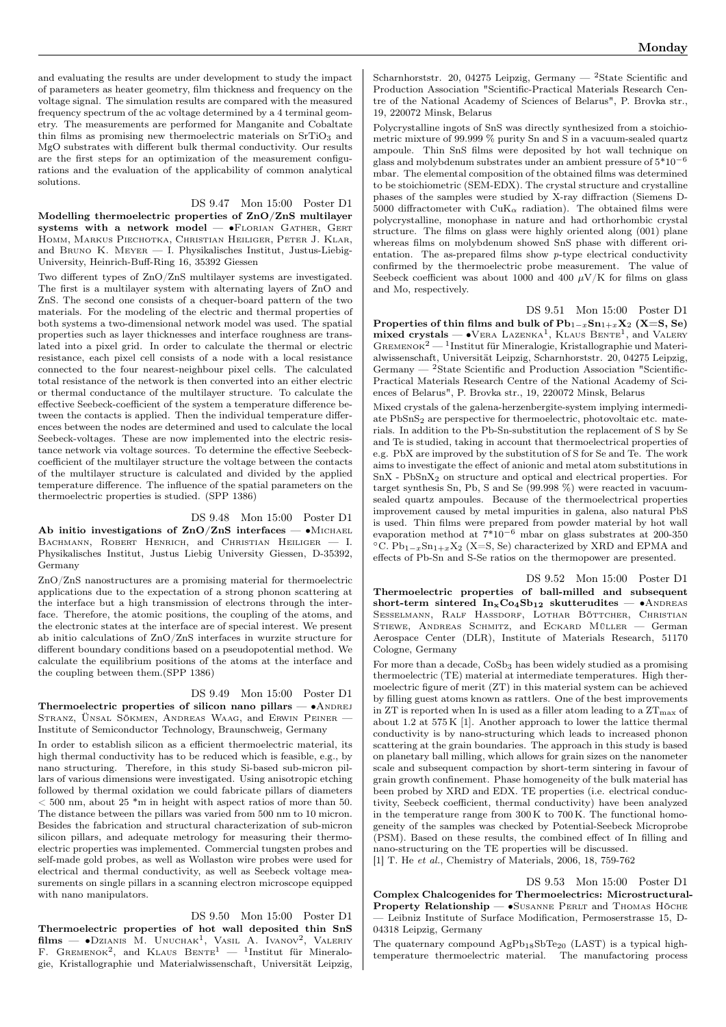and evaluating the results are under development to study the impact of parameters as heater geometry, film thickness and frequency on the voltage signal. The simulation results are compared with the measured frequency spectrum of the ac voltage determined by a 4 terminal geometry. The measurements are performed for Manganite and Cobaltate thin films as promising new thermoelectric materials on $SrTiO_3$ and MgO substrates with different bulk thermal conductivity. Our results are the first steps for an optimization of the measurement configurations and the evaluation of the applicability of common analytical solutions.

DS 9.47 Mon 15:00 Poster D1

**Modelling thermoelectric properties of ZnO/ZnS multilayer systems with a network model** — •Florian Gather, Gert Homm, Markus Piechotka, Christian Heiliger, Peter J. Klar, and Bruno K. Meyer — I. Physikalisches Institut, Justus-Liebig-University, Heinrich-Buff-Ring 16, 35392 Giessen

Two different types of ZnO/ZnS multilayer systems are investigated. The first is a multilayer system with alternating layers of ZnO and ZnS. The second one consists of a chequer-board pattern of the two materials. For the modeling of the electric and thermal properties of both systems a two-dimensional network model was used. The spatial properties such as layer thicknesses and interface roughness are translated into a pixel grid. In order to calculate the thermal or electric resistance, each pixel cell consists of a node with a local resistance connected to the four nearest-neighbour pixel cells. The calculated total resistance of the network is then converted into an either electric or thermal conductance of the multilayer structure. To calculate the effective Seebeck-coefficient of the system a temperature difference between the contacts is applied. Then the individual temperature differences between the nodes are determined and used to calculate the local Seebeck-voltages. These are now implemented into the electric resistance network via voltage sources. To determine the effective Seebeck-coefficient of the multilayer structure the voltage between the contacts of the multilayer structure is calculated and divided by the applied temperature difference. The influence of the spatial parameters on the thermoelectric properties is studied. (SPP 1386)

DS 9.48 Mon 15:00 Poster D1

**Ab initio investigations of ZnO/ZnS interfaces** — •Michael Bachmann, Robert Henrich, and Christian Heiliger — I. Physikalisches Institut, Justus Liebig University Giessen, D-35392, Germany

ZnO/ZnS nanostructures are a promising material for thermoelectric applications due to the expectation of a strong phonon scattering at the interface but a high transmission of electrons through the interface. Therefore, the atomic positions, the coupling of the atoms, and the electronic states at the interface are of special interest. We present ab initio calculations of ZnO/ZnS interfaces in wurzite structure for different boundary conditions based on a pseudopotential method. We calculate the equilibrium positions of the atoms at the interface and the coupling between them.(SPP 1386)

DS 9.49 Mon 15:00 Poster D1

**Thermoelectric properties of silicon nano pillars** — •Andrej Stranz, Ünsal Sökmen, Andreas Waag, and Erwin Peiner — Institute of Semiconductor Technology, Braunschweig, Germany

In order to establish silicon as a efficient thermoelectric material, its high thermal conductivity has to be reduced which is feasible, e.g., by nano structuring. Therefore, in this study Si-based sub-micron pillars of various dimensions were investigated. Using anisotropic etching followed by thermal oxidation we could fabricate pillars of diameters < 500 nm, about 25 *m in height with aspect ratios of more than 50. The distance between the pillars was varied from 500 nm to 10 micron. Besides the fabrication and structural characterization of sub-micron silicon pillars, and adequate metrology for measuring their thermoelectric properties was implemented. Commercial tungsten probes and self-made gold probes, as well as Wollaston wire probes were used for electrical and thermal conductivity, as well as Seebeck voltage measurements on single pillars in a scanning electron microscope equipped with nano manipulators.

DS 9.50 Mon 15:00 Poster D1

**Thermoelectric properties of hot wall deposited thin SnS films** — •Dzianis M. Unuchak[1], Vasil A. Ivanov[2], Valeriy F. Gremenok[2], and Klaus Bente[1] — [1]Institut für Mineralogie, Kristallographie und Materialwissenschaft, Universität Leipzig, Scharnhorststr. 20, 04275 Leipzig, Germany — [2]State Scientific and Production Association "Scientific-Practical Materials Research Centre of the National Academy of Sciences of Belarus", P. Brovka str., 19, 220072 Minsk, Belarus

Polycrystalline ingots of SnS was directly synthesized from a stoichiometric mixture of 99.999 % purity Sn and S in a vacuum-sealed quartz ampoule. Thin SnS films were deposited by hot wall technique on glass and molybdenum substrates under an ambient pressure of $5*10^{-6}$ mbar. The elemental composition of the obtained films was determined to be stoichiometric (SEM-EDX). The crystal structure and crystalline phases of the samples were studied by X-ray diffraction (Siemens D-5000 diffractometer with $CuK_\alpha$ radiation). The obtained films were polycrystalline, monophase in nature and had orthorhombic crystal structure. The films on glass were highly oriented along (001) plane whereas films on molybdenum showed SnS phase with different orientation. The as-prepared films show *p*-type electrical conductivity confirmed by the thermoelectric probe measurement. The value of Seebeck coefficient was about 1000 and 400 $\mu$V/K for films on glass and Mo, respectively.

DS 9.51 Mon 15:00 Poster D1

**Properties of thin films and bulk of $Pb_{1-x}Sn_{1+x}X_2$ (X=S, Se) mixed crystals** — •Vera Lazenka[1], Klaus Bente[1], and Valery Gremenok[2] — [1]Institut für Mineralogie, Kristallographie und Materialwissenschaft, Universität Leipzig, Scharnhorststr. 20, 04275 Leipzig, Germany — [2]State Scientific and Production Association "Scientific-Practical Materials Research Centre of the National Academy of Sciences of Belarus", P. Brovka str., 19, 220072 Minsk, Belarus

Mixed crystals of the galena-herzenbergite-system implying intermediate $PbSnS_2$ are perspective for thermoelectric, photovoltaic etc. materials. In addition to the Pb-Sn-substitution the replacement of S by Se and Te is studied, taking in account that thermoelectrical properties of e.g. PbX are improved by the substitution of S for Se and Te. The work aims to investigate the effect of anionic and metal atom substitutions in SnX - $PbSnX_2$ on structure and optical and electrical properties. For target synthesis Sn, Pb, S and Se (99.998 %) were reacted in vacuum-sealed quartz ampoules. Because of the thermoelectrical properties improvement caused by metal impurities in galena, also natural PbS is used. Thin films were prepared from powder material by hot wall evaporation method at $7*10^{-6}$ mbar on glass substrates at 200-350 °C. $Pb_{1-x}Sn_{1+x}X_2$ (X=S, Se) characterized by XRD and EPMA and effects of Pb-Sn and S-Se ratios on the thermopower are presented.

DS 9.52 Mon 15:00 Poster D1

**Thermoelectric properties of ball-milled and subsequent short-term sintered $In_xCo_4Sb_{12}$ skutterudites** — •Andreas Sesselmann, Ralf Hassdorf, Lothar Böttcher, Christian Stiewe, Andreas Schmitz, and Eckard Müller — German Aerospace Center (DLR), Institute of Materials Research, 51170 Cologne, Germany

For more than a decade, $CoSb_3$ has been widely studied as a promising thermoelectric (TE) material at intermediate temperatures. High thermoelectric figure of merit (ZT) in this material system can be achieved by filling guest atoms known as rattlers. One of the best improvements in ZT is reported when In is used as a filler atom leading to a $ZT_{max}$ of about 1.2 at 575 K [1]. Another approach to lower the lattice thermal conductivity is by nano-structuring which leads to increased phonon scattering at the grain boundaries. The approach in this study is based on planetary ball milling, which allows for grain sizes on the nanometer scale and subsequent compaction by short-term sintering in favour of grain growth confinement. Phase homogeneity of the bulk material has been probed by XRD and EDX. TE properties (i.e. electrical conductivity, Seebeck coefficient, thermal conductivity) have been analyzed in the temperature range from 300 K to 700 K. The functional homogeneity of the samples was checked by Potential-Seebeck Microprobe (PSM). Based on these results, the combined effect of In filling and nano-structuring on the TE properties will be discussed.

[1] T. He *et al.*, Chemistry of Materials, 2006, 18, 759-762

DS 9.53 Mon 15:00 Poster D1

**Complex Chalcogenides for Thermoelectrics: Microstructural-Property Relationship** — •Susanne Perlt and Thomas Höche — Leibniz Institute of Surface Modification, Permoserstrasse 15, D-04318 Leipzig, Germany

The quaternary compound $AgPb_{18}SbTe_{20}$ (LAST) is a typical high-temperature thermoelectric material. The manufactoring process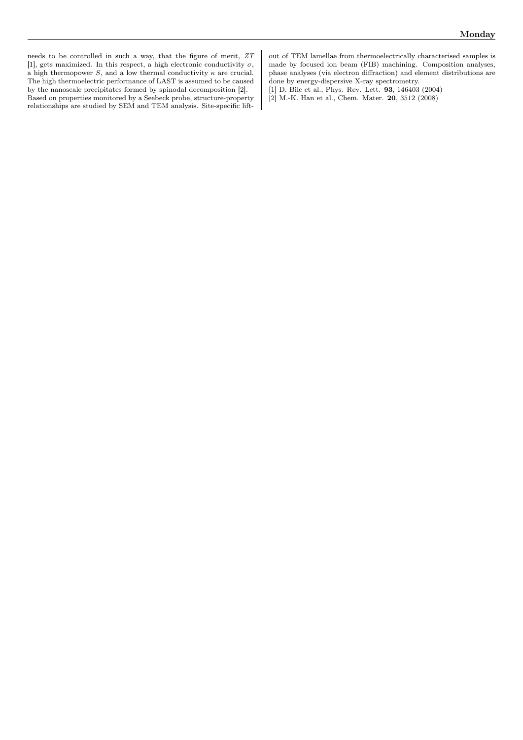needs to be controlled in such a way, that the figure of merit, $ZT$ [1], gets maximized. In this respect, a high electronic conductivity $\sigma$, a high thermopower $S$, and a low thermal conductivity $\kappa$ are crucial. The high thermoelectric performance of LAST is assumed to be caused by the nanoscale precipitates formed by spinodal decomposition [2].
Based on properties monitored by a Seebeck probe, structure-property relationships are studied by SEM and TEM analysis. Site-specific lift-out of TEM lamellae from thermoelectrically characterised samples is made by focused ion beam (FIB) machining. Composition analyses, phase analyses (via electron diffraction) and element distributions are done by energy-dispersive X-ray spectrometry.

[1] D. Bilc et al., Phys. Rev. Lett. **93**, 146403 (2004)
[2] M.-K. Han et al., Chem. Mater. **20**, 3512 (2008)